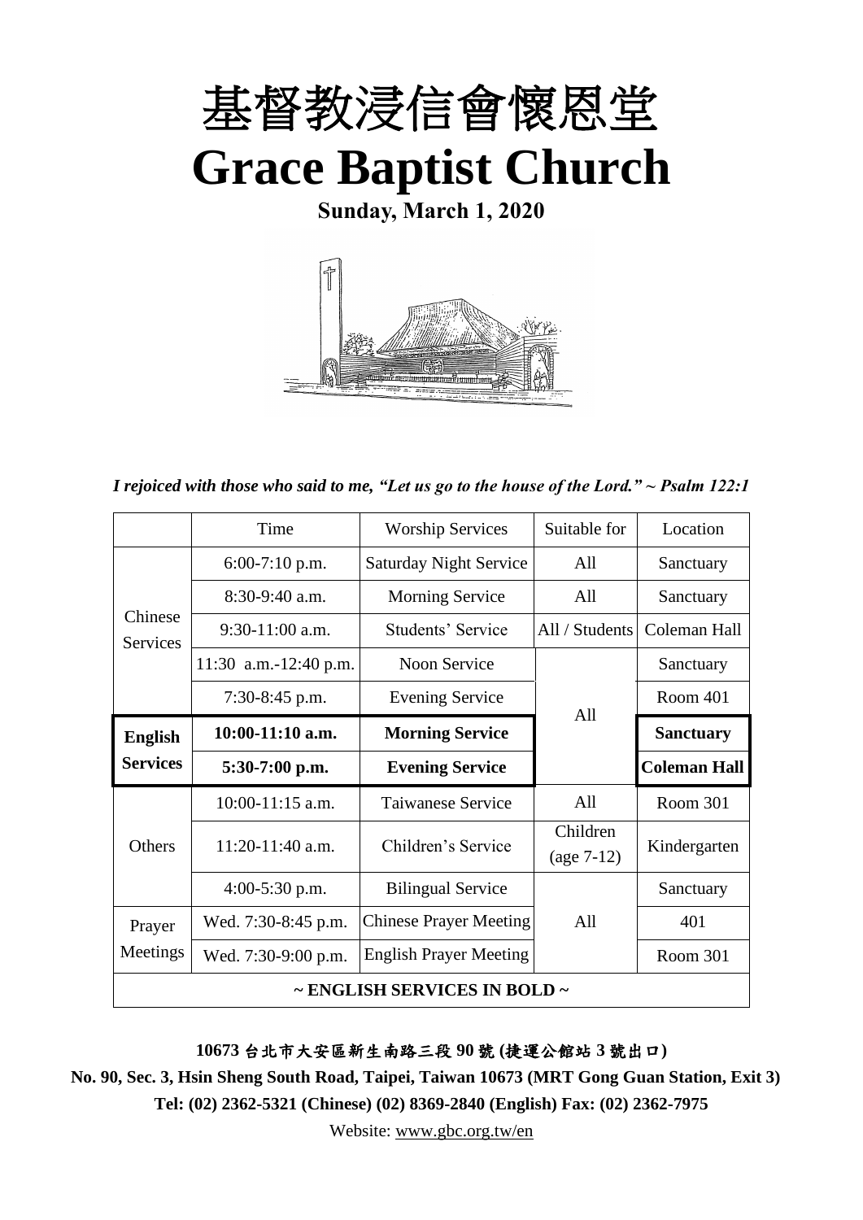# 基督教浸信會懷恩堂

# Grace Baptist Church

**Sunday, March 1, 2020**

*I rejoiced with those who said to me, "Let us go to the house of the Lord." ~ Psalm 122:1*

| | Time | Worship Services | Suitable for | Location |
|---|---|---|---|---|
| Chinese Services | 6:00-7:10 p.m. | Saturday Night Service | All | Sanctuary |
| | 8:30-9:40 a.m. | Morning Service | All | Sanctuary |
| | 9:30-11:00 a.m. | Students' Service | All / Students | Coleman Hall |
| | 11:30 a.m.-12:40 p.m. | Noon Service | All | Sanctuary |
| | 7:30-8:45 p.m. | Evening Service | | Room 401 |
| **English Services** | **10:00-11:10 a.m.** | **Morning Service** | | **Sanctuary** |
| | **5:30-7:00 p.m.** | **Evening Service** | | **Coleman Hall** |
| Others | 10:00-11:15 a.m. | Taiwanese Service | All | Room 301 |
| | 11:20-11:40 a.m. | Children's Service | Children (age 7-12) | Kindergarten |
| | 4:00-5:30 p.m. | Bilingual Service | All | Sanctuary |
| Prayer Meetings | Wed. 7:30-8:45 p.m. | Chinese Prayer Meeting | | 401 |
| | Wed. 7:30-9:00 p.m. | English Prayer Meeting | | Room 301 |
| **~ ENGLISH SERVICES IN BOLD ~** | | | | |

**10673 台北市大安區新生南路三段 90 號 (捷運公館站 3 號出口)**

**No. 90, Sec. 3, Hsin Sheng South Road, Taipei, Taiwan 10673 (MRT Gong Guan Station, Exit 3)**

**Tel: (02) 2362-5321 (Chinese) (02) 8369-2840 (English) Fax: (02) 2362-7975**

Website: www.gbc.org.tw/en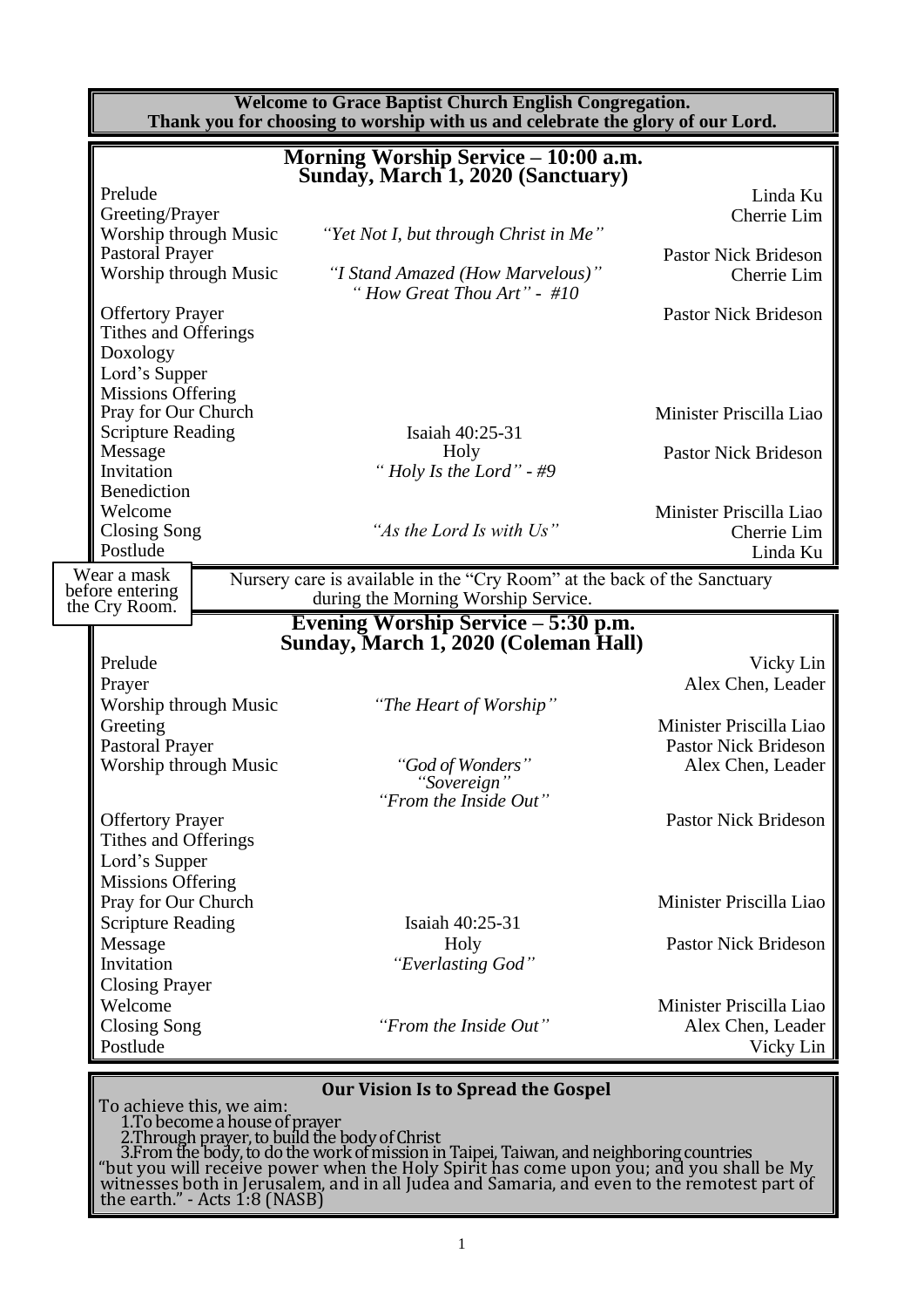**Welcome to Grace Baptist Church English Congregation.**
**Thank you for choosing to worship with us and celebrate the glory of our Lord.**

## Morning Worship Service – 10:00 a.m.
## Sunday, March 1, 2020 (Sanctuary)

| | | |
|---|---|---|
| Prelude | | Linda Ku |
| Greeting/Prayer | | Cherrie Lim |
| Worship through Music | *"Yet Not I, but through Christ in Me"* | |
| Pastoral Prayer | | Pastor Nick Brideson |
| Worship through Music | *"I Stand Amazed (How Marvelous)"* *" How Great Thou Art" - #10* | Cherrie Lim |
| Offertory Prayer | | Pastor Nick Brideson |
| Tithes and Offerings | | |
| Doxology | | |
| Lord's Supper | | |
| Missions Offering | | |
| Pray for Our Church | | Minister Priscilla Liao |
| Scripture Reading | Isaiah 40:25-31 | |
| Message | Holy | Pastor Nick Brideson |
| Invitation | *" Holy Is the Lord" - #9* | |
| Benediction | | |
| Welcome | | Minister Priscilla Liao |
| Closing Song | *"As the Lord Is with Us"* | Cherrie Lim |
| Postlude | | Linda Ku |

Wear a mask before entering the Cry Room.

Nursery care is available in the "Cry Room" at the back of the Sanctuary during the Morning Worship Service.

## Evening Worship Service – 5:30 p.m.
## Sunday, March 1, 2020 (Coleman Hall)

| | | |
|---|---|---|
| Prelude | | Vicky Lin |
| Prayer | | Alex Chen, Leader |
| Worship through Music | *"The Heart of Worship"* | |
| Greeting | | Minister Priscilla Liao |
| Pastoral Prayer | | Pastor Nick Brideson |
| Worship through Music | *"God of Wonders"* *"Sovereign"* *"From the Inside Out"* | Alex Chen, Leader |
| Offertory Prayer | | Pastor Nick Brideson |
| Tithes and Offerings | | |
| Lord's Supper | | |
| Missions Offering | | |
| Pray for Our Church | | Minister Priscilla Liao |
| Scripture Reading | Isaiah 40:25-31 | |
| Message | Holy | Pastor Nick Brideson |
| Invitation | *"Everlasting God"* | |
| Closing Prayer | | |
| Welcome | | Minister Priscilla Liao |
| Closing Song | *"From the Inside Out"* | Alex Chen, Leader |
| Postlude | | Vicky Lin |

### Our Vision Is to Spread the Gospel

To achieve this, we aim:

1. To become a house of prayer
2. Through prayer, to build the body of Christ
3. From the body, to do the work of mission in Taipei, Taiwan, and neighboring countries

"but you will receive power when the Holy Spirit has come upon you; and you shall be My witnesses both in Jerusalem, and in all Judea and Samaria, and even to the remotest part of the earth." - Acts 1:8 (NASB)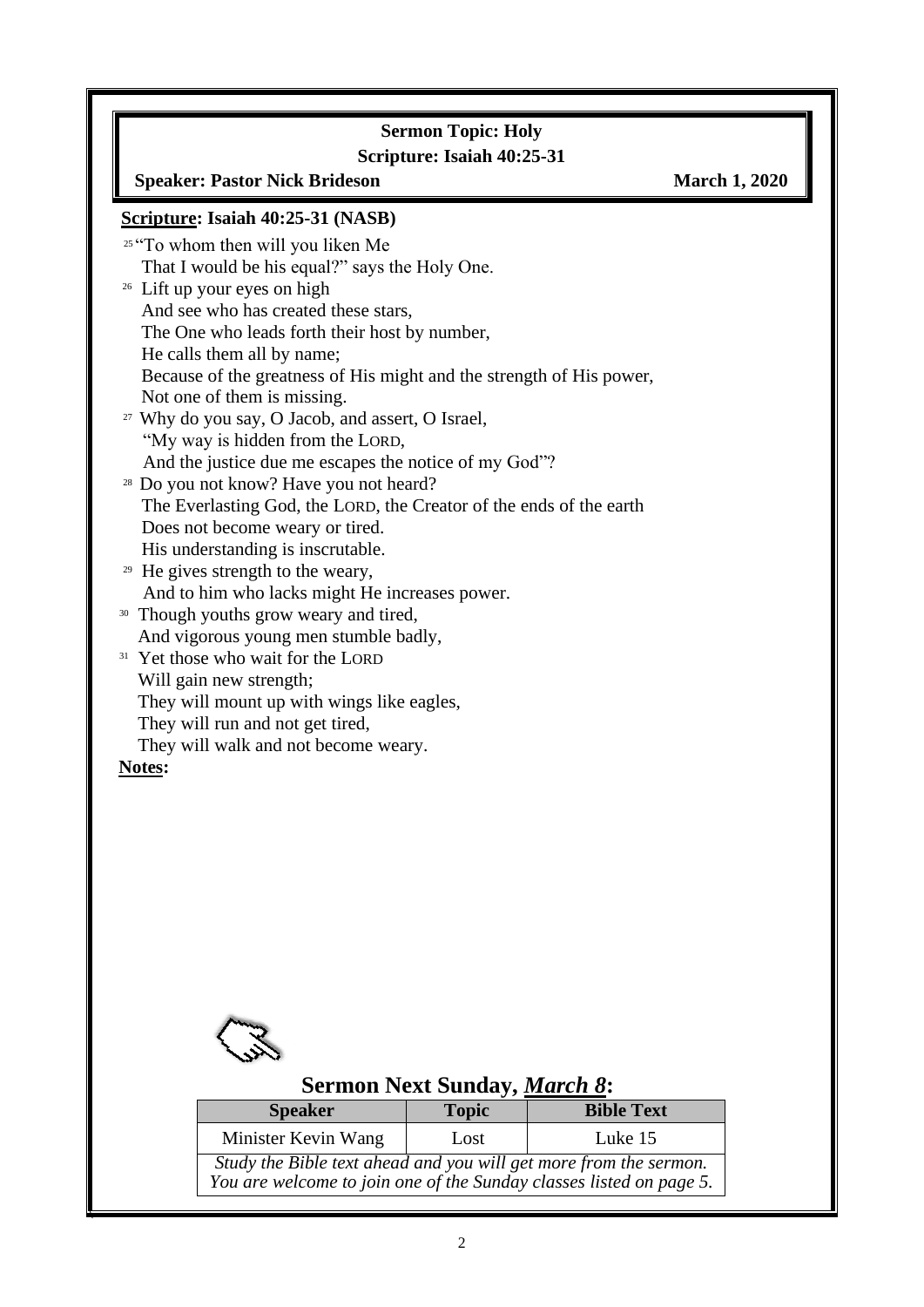**Sermon Topic: Holy**

**Scripture: Isaiah 40:25-31**

**Speaker: Pastor Nick Brideson** **March 1, 2020**

**Scripture: Isaiah 40:25-31 (NASB)**

25 "To whom then will you liken Me
That I would be his equal?" says the Holy One.
26 Lift up your eyes on high
And see who has created these stars,
The One who leads forth their host by number,
He calls them all by name;
Because of the greatness of His might and the strength of His power,
Not one of them is missing.
27 Why do you say, O Jacob, and assert, O Israel,
"My way is hidden from the LORD,
And the justice due me escapes the notice of my God"?
28 Do you not know? Have you not heard?
The Everlasting God, the LORD, the Creator of the ends of the earth
Does not become weary or tired.
His understanding is inscrutable.
29 He gives strength to the weary,
And to him who lacks might He increases power.
30 Though youths grow weary and tired,
And vigorous young men stumble badly,
31 Yet those who wait for the LORD
Will gain new strength;
They will mount up with wings like eagles,
They will run and not get tired,
They will walk and not become weary.

**Notes:**

## Sermon Next Sunday, *March 8*:

| Speaker | Topic | Bible Text |
|---|---|---|
| Minister Kevin Wang | Lost | Luke 15 |
| *Study the Bible text ahead and you will get more from the sermon. You are welcome to join one of the Sunday classes listed on page 5.* | | |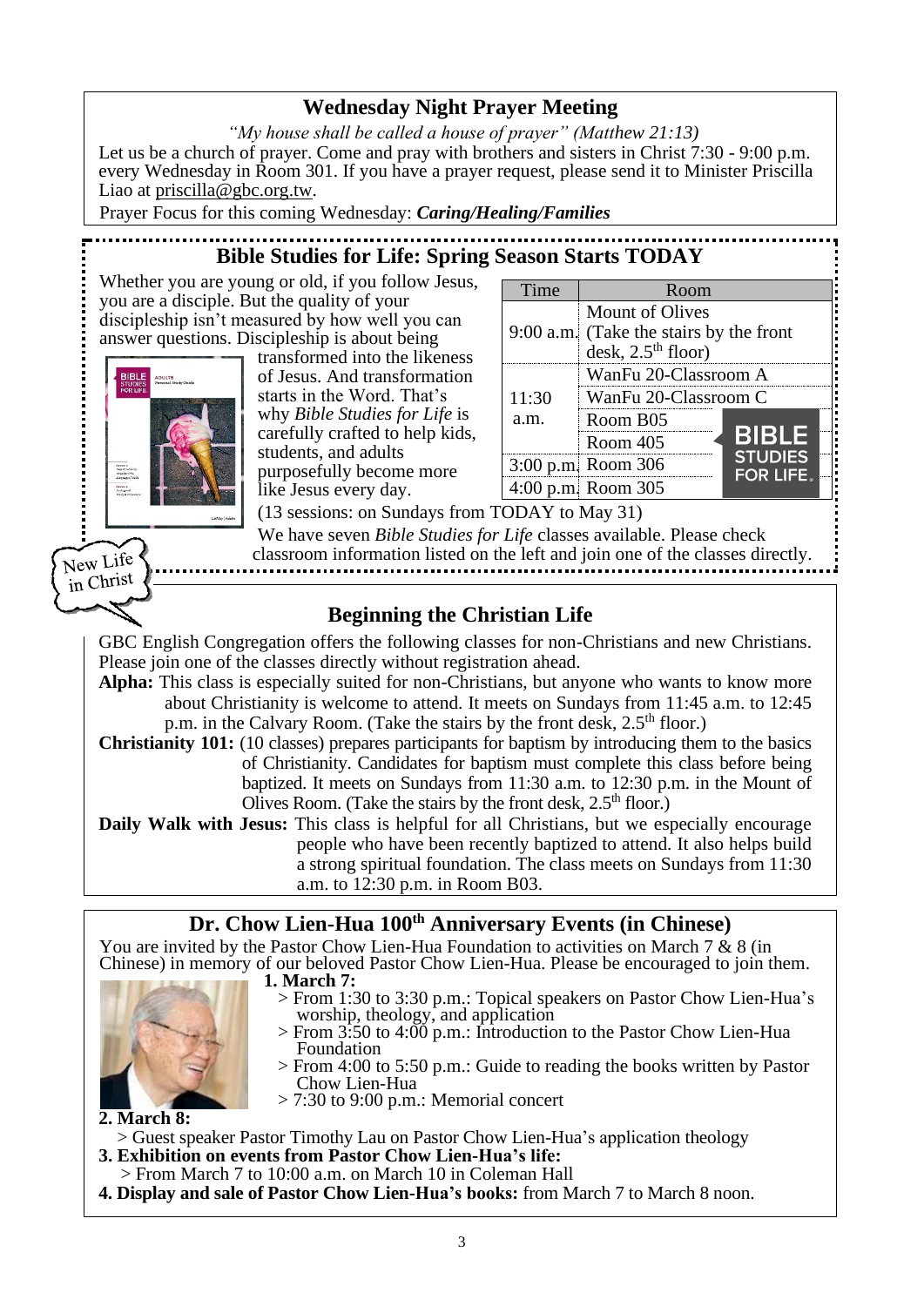## Wednesday Night Prayer Meeting

*"My house shall be called a house of prayer" (Matthew 21:13)*

Let us be a church of prayer. Come and pray with brothers and sisters in Christ 7:30 - 9:00 p.m. every Wednesday in Room 301. If you have a prayer request, please send it to Minister Priscilla Liao at priscilla@gbc.org.tw.

Prayer Focus for this coming Wednesday: ***Caring/Healing/Families***

## Bible Studies for Life: Spring Season Starts TODAY

Whether you are young or old, if you follow Jesus, you are a disciple. But the quality of your discipleship isn't measured by how well you can answer questions. Discipleship is about being transformed into the likeness of Jesus. And transformation starts in the Word. That's why *Bible Studies for Life* is carefully crafted to help kids, students, and adults purposefully become more like Jesus every day.

| Time | Room |
|---|---|
| 9:00 a.m. | Mount of Olives (Take the stairs by the front desk, 2.5th floor) |
| 11:30 a.m. | WanFu 20-Classroom A |
| | WanFu 20-Classroom C |
| | Room B05 |
| | Room 405 |
| 3:00 p.m. | Room 306 |
| 4:00 p.m. | Room 305 |

(13 sessions: on Sundays from TODAY to May 31)

We have seven *Bible Studies for Life* classes available. Please check classroom information listed on the left and join one of the classes directly.

New Life in Christ

## Beginning the Christian Life

GBC English Congregation offers the following classes for non-Christians and new Christians. Please join one of the classes directly without registration ahead.

**Alpha:** This class is especially suited for non-Christians, but anyone who wants to know more about Christianity is welcome to attend. It meets on Sundays from 11:45 a.m. to 12:45 p.m. in the Calvary Room. (Take the stairs by the front desk, 2.5th floor.)

**Christianity 101:** (10 classes) prepares participants for baptism by introducing them to the basics of Christianity. Candidates for baptism must complete this class before being baptized. It meets on Sundays from 11:30 a.m. to 12:30 p.m. in the Mount of Olives Room. (Take the stairs by the front desk, 2.5th floor.)

**Daily Walk with Jesus:** This class is helpful for all Christians, but we especially encourage people who have been recently baptized to attend. It also helps build a strong spiritual foundation. The class meets on Sundays from 11:30 a.m. to 12:30 p.m. in Room B03.

## Dr. Chow Lien-Hua 100th Anniversary Events (in Chinese)

You are invited by the Pastor Chow Lien-Hua Foundation to activities on March 7 & 8 (in Chinese) in memory of our beloved Pastor Chow Lien-Hua. Please be encouraged to join them.

**1. March 7:**

> From 1:30 to 3:30 p.m.: Topical speakers on Pastor Chow Lien-Hua's worship, theology, and application
> From 3:50 to 4:00 p.m.: Introduction to the Pastor Chow Lien-Hua Foundation
> From 4:00 to 5:50 p.m.: Guide to reading the books written by Pastor Chow Lien-Hua
> 7:30 to 9:00 p.m.: Memorial concert

**2. March 8:**

> Guest speaker Pastor Timothy Lau on Pastor Chow Lien-Hua's application theology

**3. Exhibition on events from Pastor Chow Lien-Hua's life:**

> From March 7 to 10:00 a.m. on March 10 in Coleman Hall

**4. Display and sale of Pastor Chow Lien-Hua's books:** from March 7 to March 8 noon.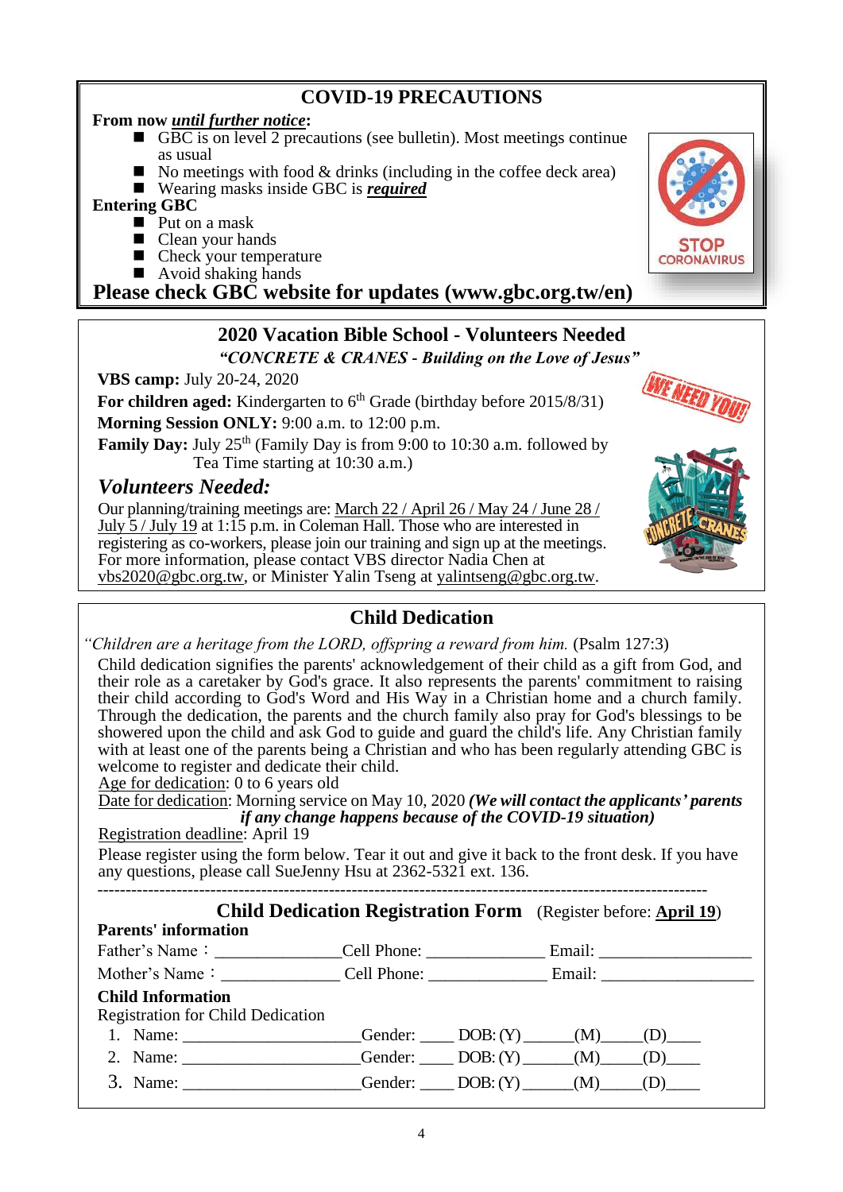## COVID-19 PRECAUTIONS

**From now *until further notice*:**

- GBC is on level 2 precautions (see bulletin). Most meetings continue as usual
- No meetings with food & drinks (including in the coffee deck area)
- Wearing masks inside GBC is ***required***

**Entering GBC**

- Put on a mask
- Clean your hands
- Check your temperature
- Avoid shaking hands

**Please check GBC website for updates (www.gbc.org.tw/en)**

## 2020 Vacation Bible School - Volunteers Needed

***"CONCRETE & CRANES - Building on the Love of Jesus"***

**VBS camp:** July 20-24, 2020

**For children aged:** Kindergarten to 6th Grade (birthday before 2015/8/31)

**Morning Session ONLY:** 9:00 a.m. to 12:00 p.m.

**Family Day:** July 25th (Family Day is from 9:00 to 10:30 a.m. followed by Tea Time starting at 10:30 a.m.)

### *Volunteers Needed:*

Our planning/training meetings are: March 22 / April 26 / May 24 / June 28 / July 5 / July 19 at 1:15 p.m. in Coleman Hall. Those who are interested in registering as co-workers, please join our training and sign up at the meetings. For more information, please contact VBS director Nadia Chen at vbs2020@gbc.org.tw, or Minister Yalin Tseng at yalintseng@gbc.org.tw.

## Child Dedication

*"Children are a heritage from the LORD, offspring a reward from him.* (Psalm 127:3)

Child dedication signifies the parents' acknowledgement of their child as a gift from God, and their role as a caretaker by God's grace. It also represents the parents' commitment to raising their child according to God's Word and His Way in a Christian home and a church family. Through the dedication, the parents and the church family also pray for God's blessings to be showered upon the child and ask God to guide and guard the child's life. Any Christian family with at least one of the parents being a Christian and who has been regularly attending GBC is welcome to register and dedicate their child.

Age for dedication: 0 to 6 years old

Date for dedication: Morning service on May 10, 2020 ***(We will contact the applicants' parents if any change happens because of the COVID-19 situation)***

Registration deadline: April 19

Please register using the form below. Tear it out and give it back to the front desk. If you have any questions, please call SueJenny Hsu at 2362-5321 ext. 136.

---

### Child Dedication Registration Form (Register before: **April 19**)

**Parents' information**

Father's Name：______________ Cell Phone: _____________ Email: _________________

Mother's Name：______________ Cell Phone: _____________ Email: _________________

**Child Information**

Registration for Child Dedication

1. Name: ____________________ Gender: ____ DOB: (Y) ______ (M) _____ (D) ____
2. Name: ____________________ Gender: ____ DOB: (Y) ______ (M) _____ (D) ____
3. Name: ____________________ Gender: ____ DOB: (Y) ______ (M) _____ (D) ____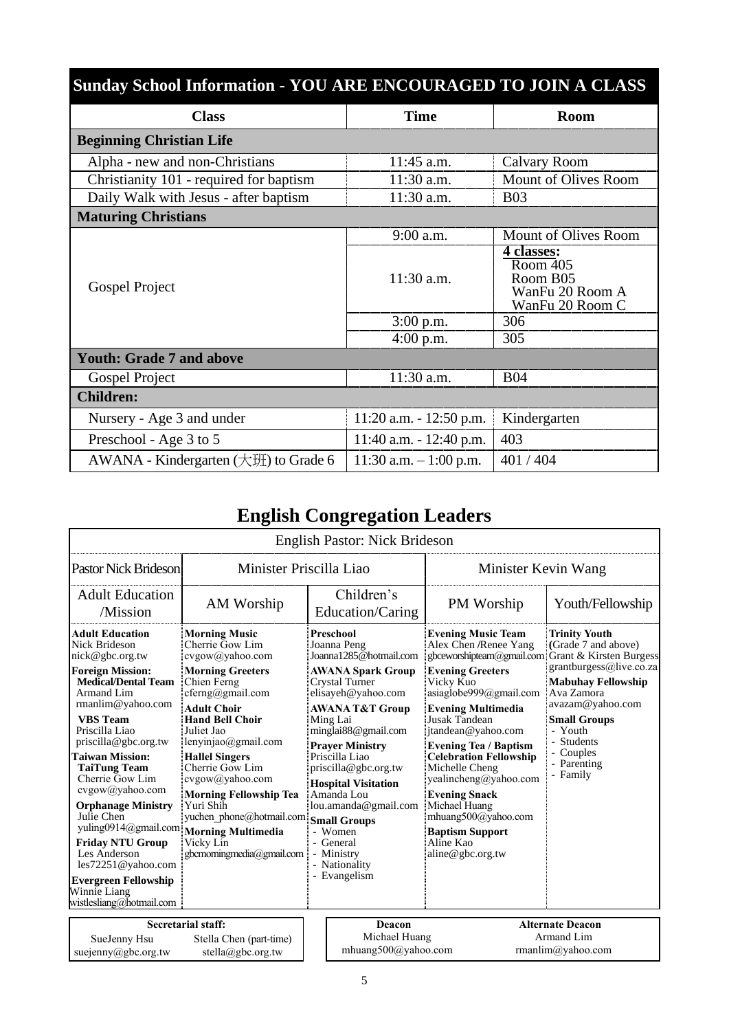## Sunday School Information - YOU ARE ENCOURAGED TO JOIN A CLASS

| Class | Time | Room |
|---|---|---|
| **Beginning Christian Life** | | |
| Alpha - new and non-Christians | 11:45 a.m. | Calvary Room |
| Christianity 101 - required for baptism | 11:30 a.m. | Mount of Olives Room |
| Daily Walk with Jesus - after baptism | 11:30 a.m. | B03 |
| **Maturing Christians** | | |
| Gospel Project | 9:00 a.m. | Mount of Olives Room |
| | 11:30 a.m. | **4 classes:** Room 405, Room B05, WanFu 20 Room A, WanFu 20 Room C |
| | 3:00 p.m. | 306 |
| | 4:00 p.m. | 305 |
| **Youth: Grade 7 and above** | | |
| Gospel Project | 11:30 a.m. | B04 |
| **Children:** | | |
| Nursery - Age 3 and under | 11:20 a.m. - 12:50 p.m. | Kindergarten |
| Preschool - Age 3 to 5 | 11:40 a.m. - 12:40 p.m. | 403 |
| AWANA - Kindergarten (大班) to Grade 6 | 11:30 a.m. – 1:00 p.m. | 401 / 404 |

# English Congregation Leaders

English Pastor: Nick Brideson

| Pastor Nick Brideson | Minister Priscilla Liao | | Minister Kevin Wang | |
|---|---|---|---|---|
| Adult Education /Mission | AM Worship | Children's Education/Caring | PM Worship | Youth/Fellowship |
| **Adult Education** Nick Brideson nick@gbc.org.tw<br>**Foreign Mission:**<br>**Medical/Dental Team** Armand Lim rmanlim@yahoo.com<br>**VBS Team** Priscilla Liao priscilla@gbc.org.tw<br>**Taiwan Mission:**<br>**TaiTung Team** Cherrie Gow Lim cvgow@yahoo.com<br>**Orphanage Ministry** Julie Chen yuling0914@gmail.com<br>**Friday NTU Group** Les Anderson les72251@yahoo.com<br>**Evergreen Fellowship** Winnie Liang wistlesliang@hotmail.com | **Morning Music** Cherrie Gow Lim cvgow@yahoo.com<br>**Morning Greeters** Chien Ferng cferng@gmail.com<br>**Adult Choir**<br>**Hand Bell Choir** Juliet Jao lenyinjao@gmail.com<br>**Hallel Singers** Cherrie Gow Lim cvgow@yahoo.com<br>**Morning Fellowship Tea** Yuri Shih yuchen_phone@hotmail.com<br>**Morning Multimedia** Vicky Lin gbcmorningmedia@gmail.com | **Preschool** Joanna Peng Joanna1285@hotmail.com<br>**AWANA Spark Group** Crystal Turner elisayeh@yahoo.com<br>**AWANA T&T Group** Ming Lai minglai88@gmail.com<br>**Prayer Ministry** Priscilla Liao priscilla@gbc.org.tw<br>**Hospital Visitation** Amanda Lou lou.amanda@gmail.com<br>**Small Groups**<br>- Women<br>- General<br>- Ministry<br>- Nationality<br>- Evangelism | **Evening Music Team** Alex Chen /Renee Yang gbceworshipteam@gmail.com<br>**Evening Greeters** Vicky Kuo asiaglobe999@gmail.com<br>**Evening Multimedia** Jusak Tandean jtandean@yahoo.com<br>**Evening Tea / Baptism Celebration Fellowship** Michelle Cheng yealincheng@yahoo.com<br>**Evening Snack** Michael Huang mhuang500@yahoo.com<br>**Baptism Support** Aline Kao aline@gbc.org.tw | **Trinity Youth** (Grade 7 and above) Grant & Kirsten Burgess grantburgess@live.co.za<br>**Mabuhay Fellowship** Ava Zamora avazam@yahoo.com<br>**Small Groups**<br>- Youth<br>- Students<br>- Couples<br>- Parenting<br>- Family |

| Secretarial staff: | |
|---|---|
| SueJenny Hsu suejenny@gbc.org.tw | Stella Chen (part-time) stella@gbc.org.tw |

| Deacon | Alternate Deacon |
|---|---|
| Michael Huang mhuang500@yahoo.com | Armand Lim rmanlim@yahoo.com |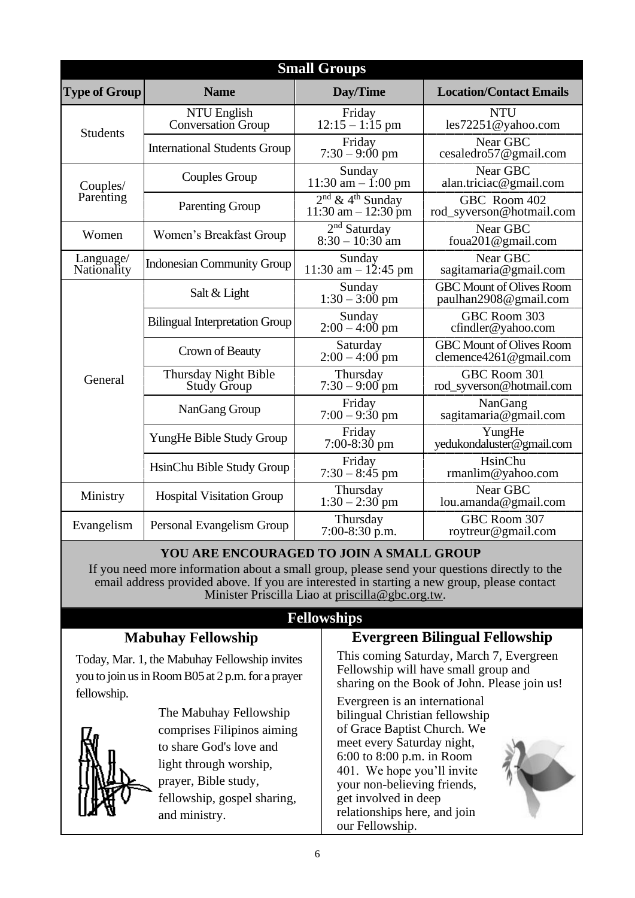## Small Groups

| Type of Group | Name | Day/Time | Location/Contact Emails |
|---|---|---|---|
| Students | NTU English Conversation Group | Friday 12:15 – 1:15 pm | NTU les72251@yahoo.com |
| | International Students Group | Friday 7:30 – 9:00 pm | Near GBC cesaledro57@gmail.com |
| Couples/ Parenting | Couples Group | Sunday 11:30 am – 1:00 pm | Near GBC alan.triciac@gmail.com |
| | Parenting Group | 2nd & 4th Sunday 11:30 am – 12:30 pm | GBC Room 402 rod_syverson@hotmail.com |
| Women | Women's Breakfast Group | 2nd Saturday 8:30 – 10:30 am | Near GBC foua201@gmail.com |
| Language/ Nationality | Indonesian Community Group | Sunday 11:30 am – 12:45 pm | Near GBC sagitamaria@gmail.com |
| General | Salt & Light | Sunday 1:30 – 3:00 pm | GBC Mount of Olives Room paulhan2908@gmail.com |
| | Bilingual Interpretation Group | Sunday 2:00 – 4:00 pm | GBC Room 303 cfindler@yahoo.com |
| | Crown of Beauty | Saturday 2:00 – 4:00 pm | GBC Mount of Olives Room clemence4261@gmail.com |
| | Thursday Night Bible Study Group | Thursday 7:30 – 9:00 pm | GBC Room 301 rod_syverson@hotmail.com |
| | NanGang Group | Friday 7:00 – 9:30 pm | NanGang sagitamaria@gmail.com |
| | YungHe Bible Study Group | Friday 7:00-8:30 pm | YungHe yedukondaluster@gmail.com |
| | HsinChu Bible Study Group | Friday 7:30 – 8:45 pm | HsinChu rmanlim@yahoo.com |
| Ministry | Hospital Visitation Group | Thursday 1:30 – 2:30 pm | Near GBC lou.amanda@gmail.com |
| Evangelism | Personal Evangelism Group | Thursday 7:00-8:30 p.m. | GBC Room 307 roytreur@gmail.com |

**YOU ARE ENCOURAGED TO JOIN A SMALL GROUP**

If you need more information about a small group, please send your questions directly to the email address provided above. If you are interested in starting a new group, please contact Minister Priscilla Liao at priscilla@gbc.org.tw.

## Fellowships

### Mabuhay Fellowship

Today, Mar. 1, the Mabuhay Fellowship invites you to join us in Room B05 at 2 p.m. for a prayer fellowship.

The Mabuhay Fellowship comprises Filipinos aiming to share God's love and light through worship, prayer, Bible study, fellowship, gospel sharing, and ministry.

### Evergreen Bilingual Fellowship

This coming Saturday, March 7, Evergreen Fellowship will have small group and sharing on the Book of John. Please join us!

Evergreen is an international bilingual Christian fellowship of Grace Baptist Church. We meet every Saturday night, 6:00 to 8:00 p.m. in Room 401. We hope you'll invite your non-believing friends, get involved in deep relationships here, and join our Fellowship.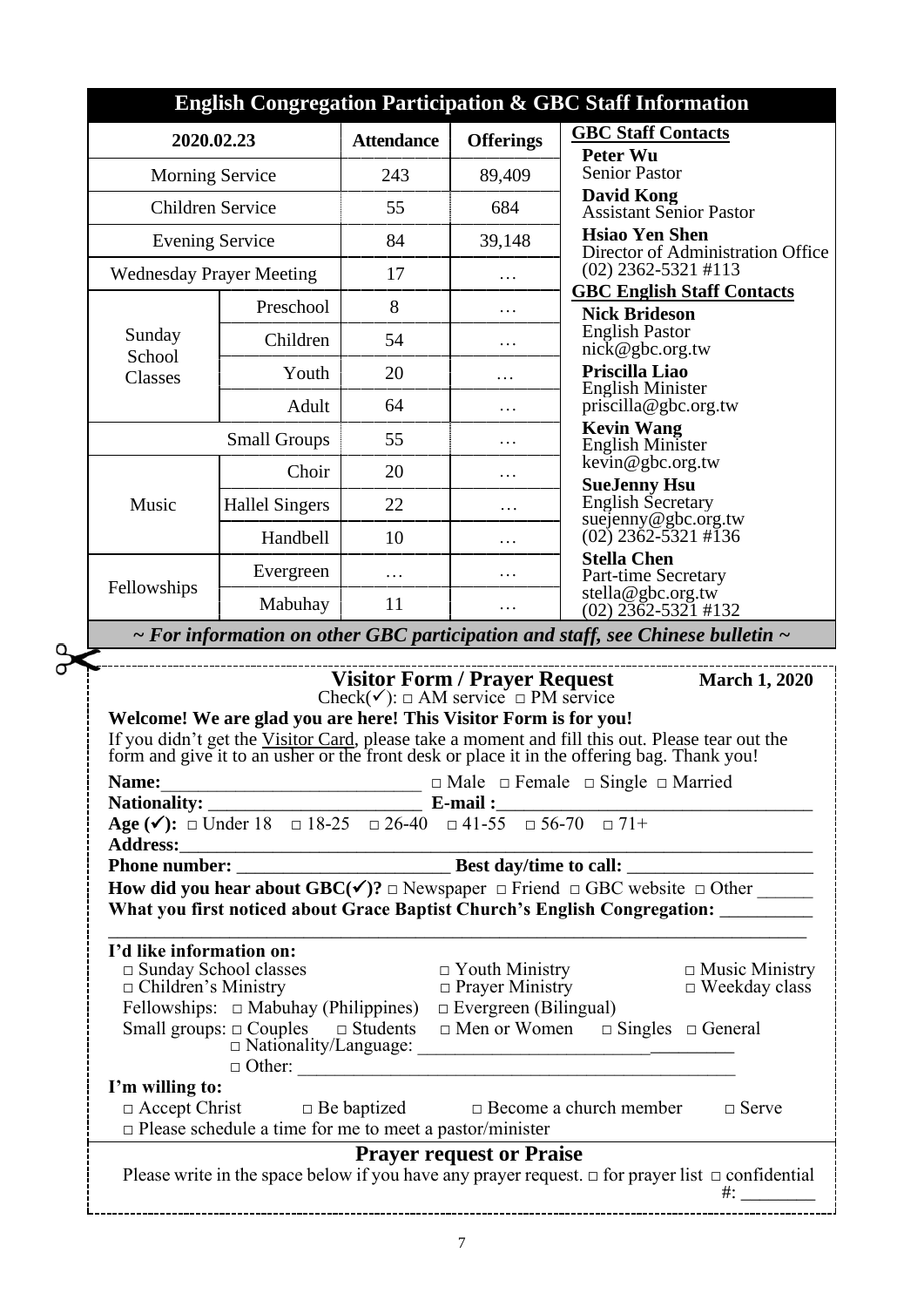## English Congregation Participation & GBC Staff Information

| 2020.02.23 | | Attendance | Offerings |
|---|---|---|---|
| Morning Service | | 243 | 89,409 |
| Children Service | | 55 | 684 |
| Evening Service | | 84 | 39,148 |
| Wednesday Prayer Meeting | | 17 | … |
| Sunday School Classes | Preschool | 8 | … |
| | Children | 54 | … |
| | Youth | 20 | … |
| | Adult | 64 | … |
| Small Groups | | 55 | … |
| Music | Choir | 20 | … |
| | Hallel Singers | 22 | … |
| | Handbell | 10 | … |
| Fellowships | Evergreen | … | … |
| | Mabuhay | 11 | … |

**GBC Staff Contacts**

**Peter Wu**
Senior Pastor

**David Kong**
Assistant Senior Pastor

**Hsiao Yen Shen**
Director of Administration Office
(02) 2362-5321 #113

**GBC English Staff Contacts**

**Nick Brideson**
English Pastor
nick@gbc.org.tw

**Priscilla Liao**
English Minister
priscilla@gbc.org.tw

**Kevin Wang**
English Minister
kevin@gbc.org.tw

**SueJenny Hsu**
English Secretary
suejenny@gbc.org.tw
(02) 2362-5321 #136

**Stella Chen**
Part-time Secretary
stella@gbc.org.tw
(02) 2362-5321 #132

*~ For information on other GBC participation and staff, see Chinese bulletin ~*

---

## Visitor Form / Prayer Request

**March 1, 2020**

Check(✓): □ AM service □ PM service

**Welcome! We are glad you are here! This Visitor Form is for you!**

If you didn't get the Visitor Card, please take a moment and fill this out. Please tear out the form and give it to an usher or the front desk or place it in the offering bag. Thank you!

**Name:**\_\_\_\_\_\_\_\_\_\_\_\_\_\_\_\_\_\_\_\_\_\_\_\_ □ Male □ Female □ Single □ Married

**Nationality:** \_\_\_\_\_\_\_\_\_\_\_\_\_\_\_\_\_\_\_\_\_\_ **E-mail :**\_\_\_\_\_\_\_\_\_\_\_\_\_\_\_\_\_\_\_\_\_\_\_\_\_\_\_\_

**Age (✓):** □ Under 18 □ 18-25 □ 26-40 □ 41-55 □ 56-70 □ 71+

**Address:**\_\_\_\_\_\_\_\_\_\_\_\_\_\_\_\_\_\_\_\_\_\_\_\_\_\_\_\_\_\_\_\_\_\_\_\_\_\_\_\_\_\_\_\_\_\_\_\_\_\_\_\_\_\_\_\_\_\_

**Phone number:** \_\_\_\_\_\_\_\_\_\_\_\_\_\_\_\_\_\_\_\_\_ **Best day/time to call:** \_\_\_\_\_\_\_\_\_\_\_\_\_\_\_\_\_\_

**How did you hear about GBC(✓)?** □ Newspaper □ Friend □ GBC website □ Other \_\_\_\_\_\_

**What you first noticed about Grace Baptist Church's English Congregation:** \_\_\_\_\_\_\_\_\_\_

\_\_\_\_\_\_\_\_\_\_\_\_\_\_\_\_\_\_\_\_\_\_\_\_\_\_\_\_\_\_\_\_\_\_\_\_\_\_\_\_\_\_\_\_\_\_\_\_\_\_\_\_\_\_\_\_\_\_\_\_\_\_\_\_\_\_\_\_\_\_\_\_

**I'd like information on:**

□ Sunday School classes □ Youth Ministry □ Music Ministry
□ Children's Ministry □ Prayer Ministry □ Weekday class
Fellowships: □ Mabuhay (Philippines) □ Evergreen (Bilingual)
Small groups: □ Couples □ Students □ Men or Women □ Singles □ General
□ Nationality/Language: \_\_\_\_\_\_\_\_\_\_\_\_\_\_\_\_\_\_\_\_\_\_\_\_\_\_\_\_\_\_\_\_\_
□ Other: \_\_\_\_\_\_\_\_\_\_\_\_\_\_\_\_\_\_\_\_\_\_\_\_\_\_\_\_\_\_\_\_\_\_\_\_\_\_\_\_\_\_\_\_\_\_

**I'm willing to:**

□ Accept Christ □ Be baptized □ Become a church member □ Serve
□ Please schedule a time for me to meet a pastor/minister

### Prayer request or Praise

Please write in the space below if you have any prayer request. □ for prayer list □ confidential

#: \_\_\_\_\_\_\_\_